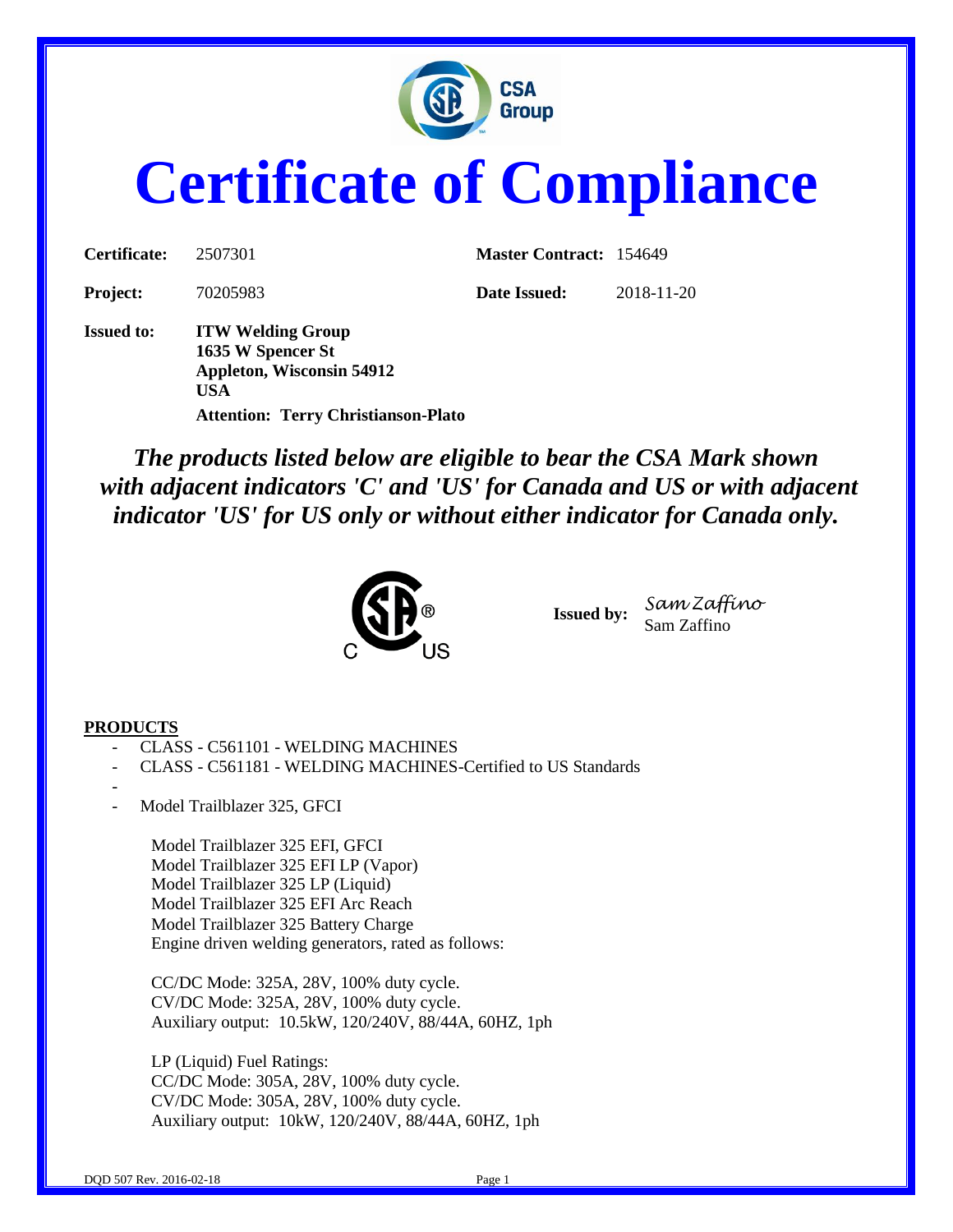# Certificate of Compliance

**Certificate:** 2507301 **Master Contract:** 154649

**Project:** 70205983 **Date Issued:** 2018-11-20

**Issued to:** **ITW Welding Group**
**1635 W Spencer St**
**Appleton, Wisconsin 54912**
**USA**
**Attention: Terry Christianson-Plato**

***The products listed below are eligible to bear the CSA Mark shown with adjacent indicators 'C' and 'US' for Canada and US or with adjacent indicator 'US' for US only or without either indicator for Canada only.***

**Issued by:** Sam Zaffino
Sam Zaffino

**PRODUCTS**

- CLASS - C561101 - WELDING MACHINES
- CLASS - C561181 - WELDING MACHINES-Certified to US Standards
-
- Model Trailblazer 325, GFCI

  Model Trailblazer 325 EFI, GFCI
  Model Trailblazer 325 EFI LP (Vapor)
  Model Trailblazer 325 LP (Liquid)
  Model Trailblazer 325 EFI Arc Reach
  Model Trailblazer 325 Battery Charge
  Engine driven welding generators, rated as follows:

  CC/DC Mode: 325A, 28V, 100% duty cycle.
  CV/DC Mode: 325A, 28V, 100% duty cycle.
  Auxiliary output: 10.5kW, 120/240V, 88/44A, 60HZ, 1ph

  LP (Liquid) Fuel Ratings:
  CC/DC Mode: 305A, 28V, 100% duty cycle.
  CV/DC Mode: 305A, 28V, 100% duty cycle.
  Auxiliary output: 10kW, 120/240V, 88/44A, 60HZ, 1ph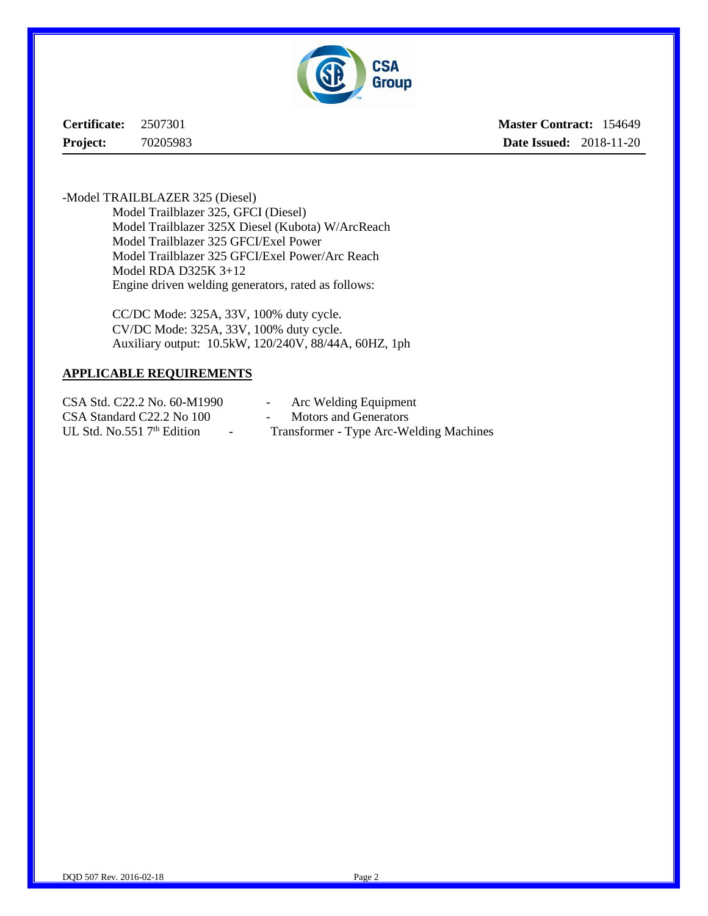**Certificate:** 2507301 **Master Contract:** 154649

**Project:** 70205983 **Date Issued:** 2018-11-20

-Model TRAILBLAZER 325 (Diesel)

Model Trailblazer 325, GFCI (Diesel)
Model Trailblazer 325X Diesel (Kubota) W/ArcReach
Model Trailblazer 325 GFCI/Exel Power
Model Trailblazer 325 GFCI/Exel Power/Arc Reach
Model RDA D325K 3+12
Engine driven welding generators, rated as follows:

CC/DC Mode: 325A, 33V, 100% duty cycle.
CV/DC Mode: 325A, 33V, 100% duty cycle.
Auxiliary output: 10.5kW, 120/240V, 88/44A, 60HZ, 1ph

**APPLICABLE REQUIREMENTS**

CSA Std. C22.2 No. 60-M1990 - Arc Welding Equipment
CSA Standard C22.2 No 100 - Motors and Generators
UL Std. No.551 7th Edition - Transformer - Type Arc-Welding Machines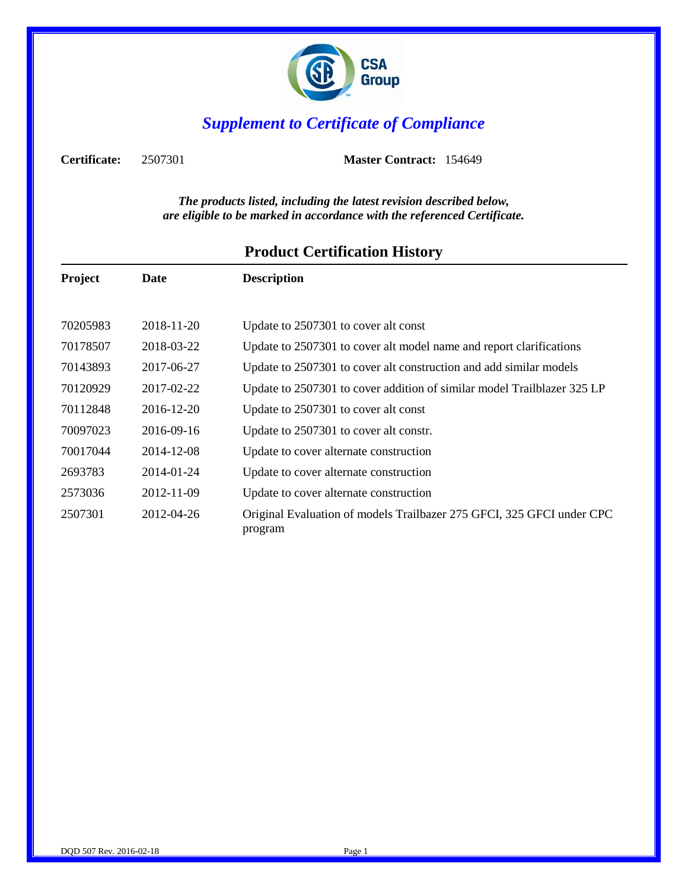# *Supplement to Certificate of Compliance*

**Certificate:** 2507301 **Master Contract:** 154649

***The products listed, including the latest revision described below, are eligible to be marked in accordance with the referenced Certificate.***

## Product Certification History

| Project | Date | Description |
|---|---|---|
| 70205983 | 2018-11-20 | Update to 2507301 to cover alt const |
| 70178507 | 2018-03-22 | Update to 2507301 to cover alt model name and report clarifications |
| 70143893 | 2017-06-27 | Update to 2507301 to cover alt construction and add similar models |
| 70120929 | 2017-02-22 | Update to 2507301 to cover addition of similar model Trailblazer 325 LP |
| 70112848 | 2016-12-20 | Update to 2507301 to cover alt const |
| 70097023 | 2016-09-16 | Update to 2507301 to cover alt constr. |
| 70017044 | 2014-12-08 | Update to cover alternate construction |
| 2693783 | 2014-01-24 | Update to cover alternate construction |
| 2573036 | 2012-11-09 | Update to cover alternate construction |
| 2507301 | 2012-04-26 | Original Evaluation of models Trailbazer 275 GFCI, 325 GFCI under CPC program |

DQD 507 Rev. 2016-02-18